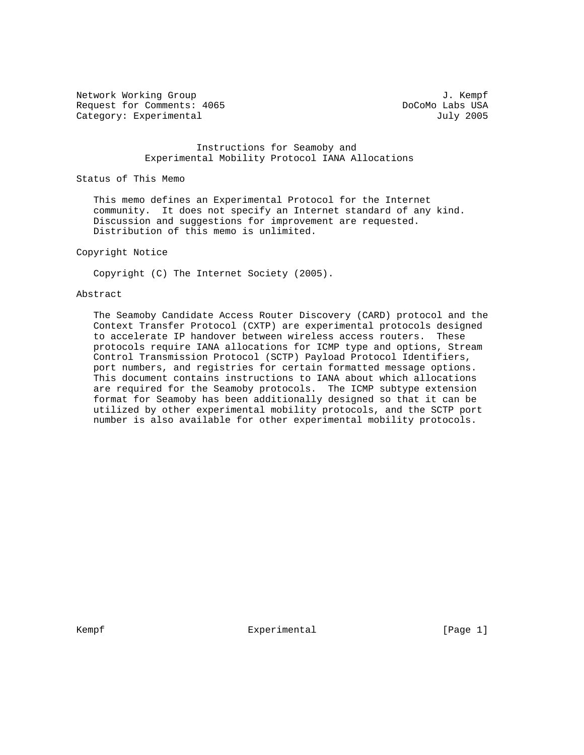Network Working Group J. Kempf
Request for Comments: 4065 DoCoMo Labs USA
Category: Experimental July 2005

# Instructions for Seamoby and Experimental Mobility Protocol IANA Allocations

## Status of This Memo

This memo defines an Experimental Protocol for the Internet community. It does not specify an Internet standard of any kind. Discussion and suggestions for improvement are requested. Distribution of this memo is unlimited.

## Copyright Notice

Copyright (C) The Internet Society (2005).

## Abstract

The Seamoby Candidate Access Router Discovery (CARD) protocol and the Context Transfer Protocol (CXTP) are experimental protocols designed to accelerate IP handover between wireless access routers. These protocols require IANA allocations for ICMP type and options, Stream Control Transmission Protocol (SCTP) Payload Protocol Identifiers, port numbers, and registries for certain formatted message options. This document contains instructions to IANA about which allocations are required for the Seamoby protocols. The ICMP subtype extension format for Seamoby has been additionally designed so that it can be utilized by other experimental mobility protocols, and the SCTP port number is also available for other experimental mobility protocols.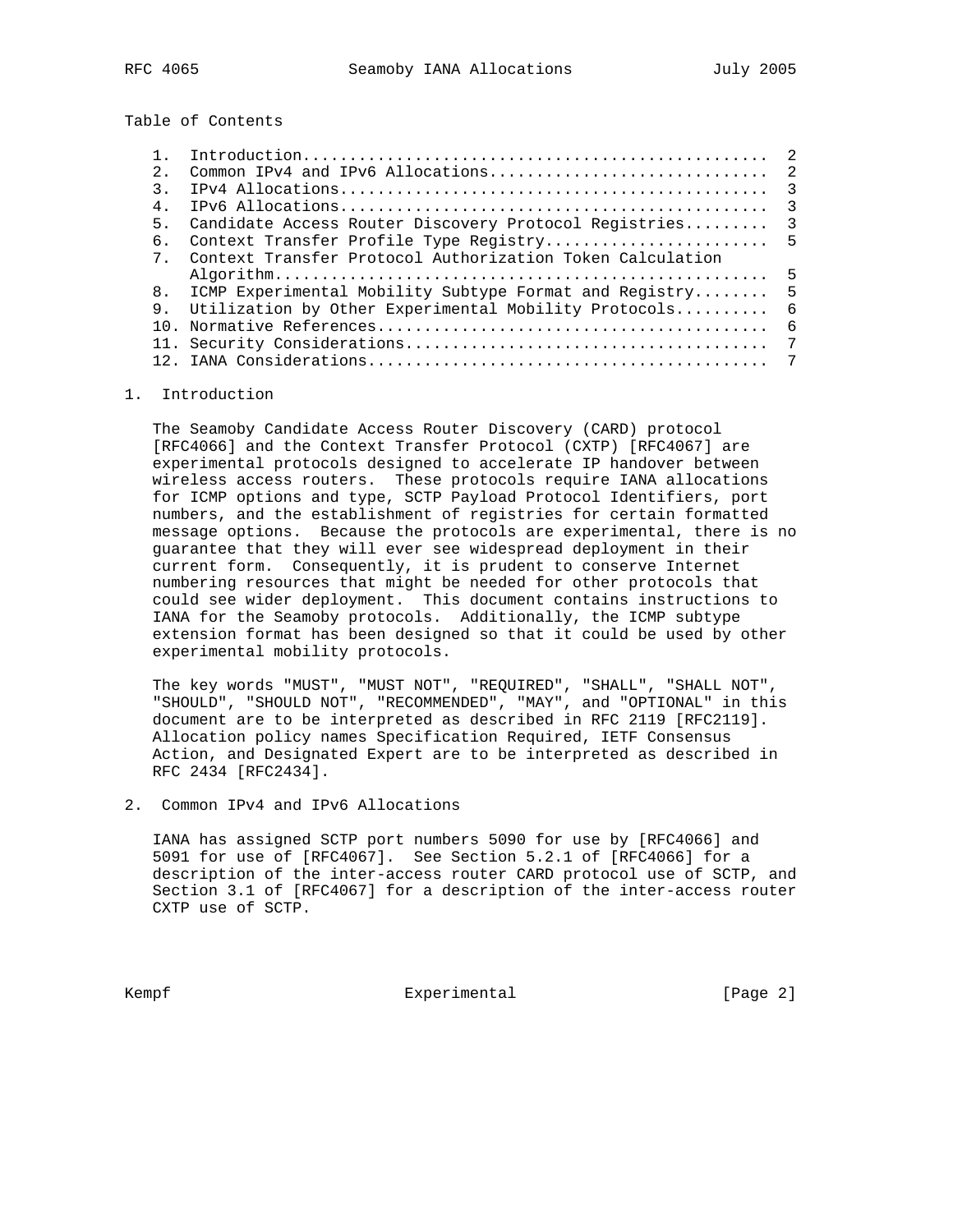Table of Contents

```
   1.  Introduction.................................................  2
   2.  Common IPv4 and IPv6 Allocations.............................  2
   3.  IPv4 Allocations.............................................  3
   4.  IPv6 Allocations.............................................  3
   5.  Candidate Access Router Discovery Protocol Registries.........  3
   6.  Context Transfer Profile Type Registry........................  5
   7.  Context Transfer Protocol Authorization Token Calculation
       Algorithm....................................................  5
   8.  ICMP Experimental Mobility Subtype Format and Registry........  5
   9.  Utilization by Other Experimental Mobility Protocols..........  6
   10. Normative References.........................................  6
   11. Security Considerations......................................  7
   12. IANA Considerations..........................................  7
```

## 1. Introduction

The Seamoby Candidate Access Router Discovery (CARD) protocol [RFC4066] and the Context Transfer Protocol (CXTP) [RFC4067] are experimental protocols designed to accelerate IP handover between wireless access routers. These protocols require IANA allocations for ICMP options and type, SCTP Payload Protocol Identifiers, port numbers, and the establishment of registries for certain formatted message options. Because the protocols are experimental, there is no guarantee that they will ever see widespread deployment in their current form. Consequently, it is prudent to conserve Internet numbering resources that might be needed for other protocols that could see wider deployment. This document contains instructions to IANA for the Seamoby protocols. Additionally, the ICMP subtype extension format has been designed so that it could be used by other experimental mobility protocols.

The key words "MUST", "MUST NOT", "REQUIRED", "SHALL", "SHALL NOT", "SHOULD", "SHOULD NOT", "RECOMMENDED", "MAY", and "OPTIONAL" in this document are to be interpreted as described in RFC 2119 [RFC2119]. Allocation policy names Specification Required, IETF Consensus Action, and Designated Expert are to be interpreted as described in RFC 2434 [RFC2434].

## 2. Common IPv4 and IPv6 Allocations

IANA has assigned SCTP port numbers 5090 for use by [RFC4066] and 5091 for use of [RFC4067]. See Section 5.2.1 of [RFC4066] for a description of the inter-access router CARD protocol use of SCTP, and Section 3.1 of [RFC4067] for a description of the inter-access router CXTP use of SCTP.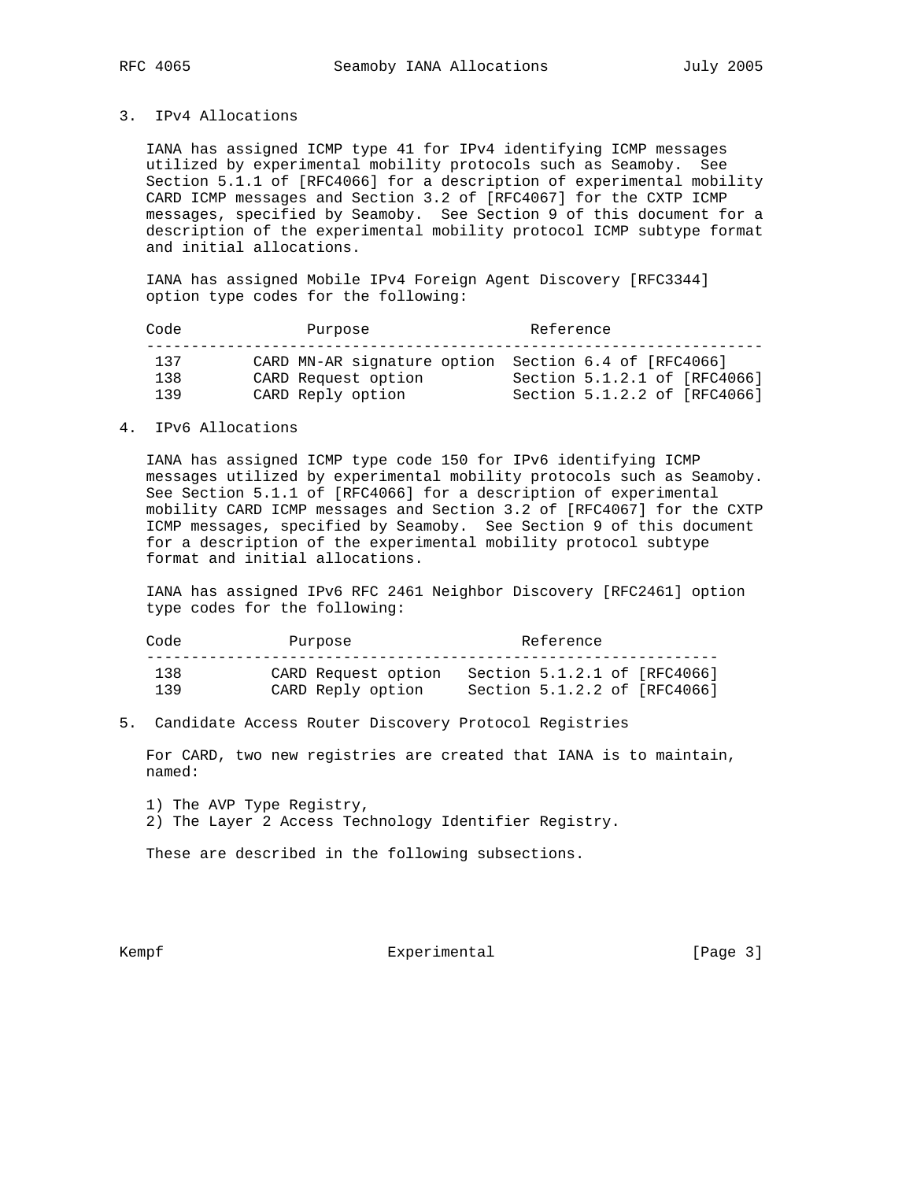## 3. IPv4 Allocations

IANA has assigned ICMP type 41 for IPv4 identifying ICMP messages utilized by experimental mobility protocols such as Seamoby. See Section 5.1.1 of [RFC4066] for a description of experimental mobility CARD ICMP messages and Section 3.2 of [RFC4067] for the CXTP ICMP messages, specified by Seamoby. See Section 9 of this document for a description of the experimental mobility protocol ICMP subtype format and initial allocations.

IANA has assigned Mobile IPv4 Foreign Agent Discovery [RFC3344] option type codes for the following:

| Code | Purpose | Reference |
|---|---|---|
| 137 | CARD MN-AR signature option | Section 6.4 of [RFC4066] |
| 138 | CARD Request option | Section 5.1.2.1 of [RFC4066] |
| 139 | CARD Reply option | Section 5.1.2.2 of [RFC4066] |

## 4. IPv6 Allocations

IANA has assigned ICMP type code 150 for IPv6 identifying ICMP messages utilized by experimental mobility protocols such as Seamoby. See Section 5.1.1 of [RFC4066] for a description of experimental mobility CARD ICMP messages and Section 3.2 of [RFC4067] for the CXTP ICMP messages, specified by Seamoby. See Section 9 of this document for a description of the experimental mobility protocol subtype format and initial allocations.

IANA has assigned IPv6 RFC 2461 Neighbor Discovery [RFC2461] option type codes for the following:

| Code | Purpose | Reference |
|---|---|---|
| 138 | CARD Request option | Section 5.1.2.1 of [RFC4066] |
| 139 | CARD Reply option | Section 5.1.2.2 of [RFC4066] |

## 5. Candidate Access Router Discovery Protocol Registries

For CARD, two new registries are created that IANA is to maintain, named:

1) The AVP Type Registry,
2) The Layer 2 Access Technology Identifier Registry.

These are described in the following subsections.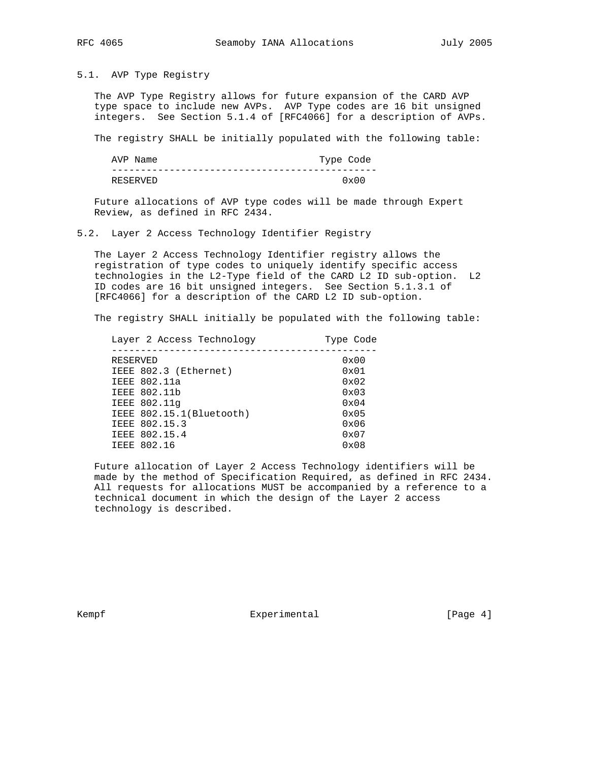### 5.1. AVP Type Registry

The AVP Type Registry allows for future expansion of the CARD AVP type space to include new AVPs. AVP Type codes are 16 bit unsigned integers. See Section 5.1.4 of [RFC4066] for a description of AVPs.

The registry SHALL be initially populated with the following table:

| AVP Name | Type Code |
|---|---|
| RESERVED | 0x00 |

Future allocations of AVP type codes will be made through Expert Review, as defined in RFC 2434.

### 5.2. Layer 2 Access Technology Identifier Registry

The Layer 2 Access Technology Identifier registry allows the registration of type codes to uniquely identify specific access technologies in the L2-Type field of the CARD L2 ID sub-option. L2 ID codes are 16 bit unsigned integers. See Section 5.1.3.1 of [RFC4066] for a description of the CARD L2 ID sub-option.

The registry SHALL initially be populated with the following table:

| Layer 2 Access Technology | Type Code |
|---|---|
| RESERVED | 0x00 |
| IEEE 802.3 (Ethernet) | 0x01 |
| IEEE 802.11a | 0x02 |
| IEEE 802.11b | 0x03 |
| IEEE 802.11g | 0x04 |
| IEEE 802.15.1(Bluetooth) | 0x05 |
| IEEE 802.15.3 | 0x06 |
| IEEE 802.15.4 | 0x07 |
| IEEE 802.16 | 0x08 |

Future allocation of Layer 2 Access Technology identifiers will be made by the method of Specification Required, as defined in RFC 2434. All requests for allocations MUST be accompanied by a reference to a technical document in which the design of the Layer 2 access technology is described.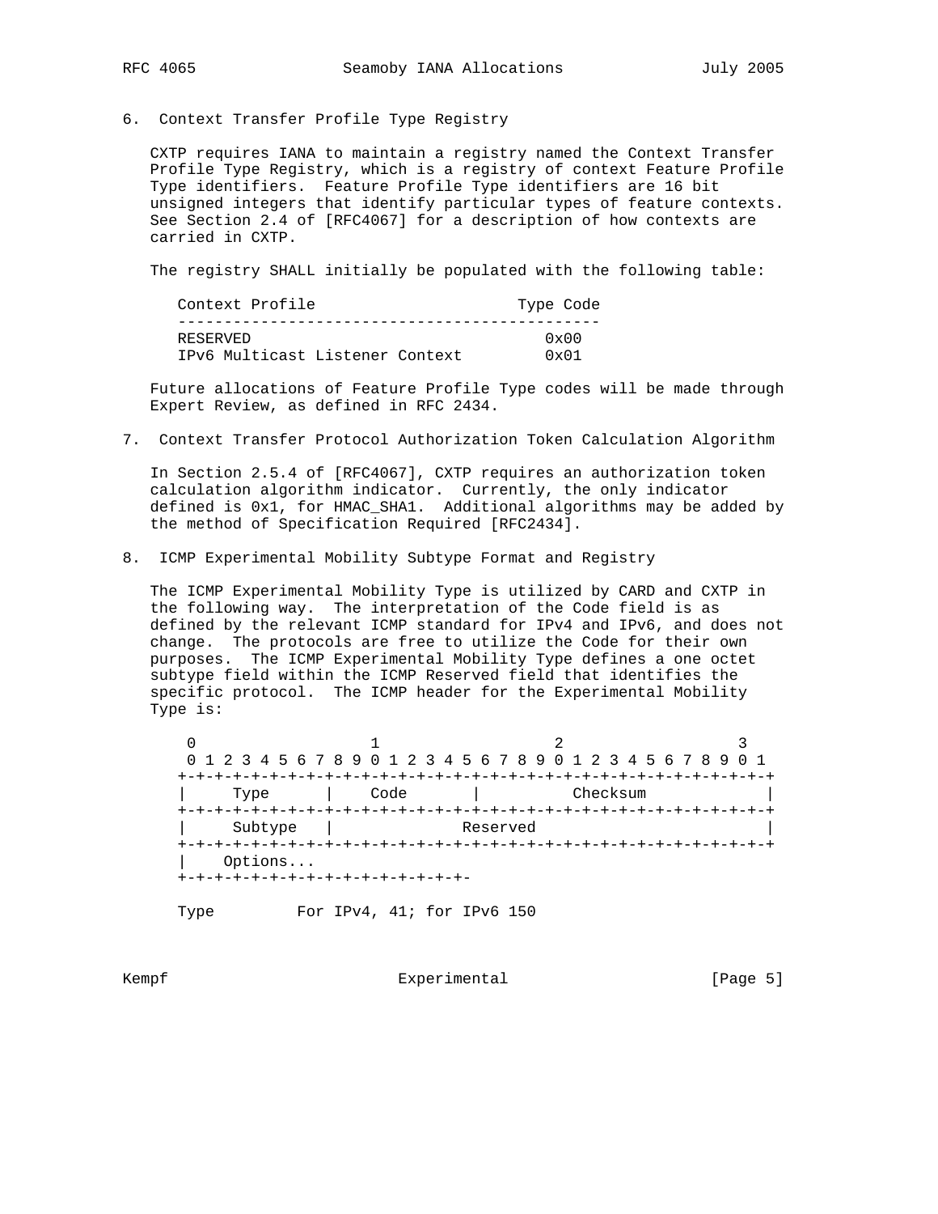## 6. Context Transfer Profile Type Registry

CXTP requires IANA to maintain a registry named the Context Transfer Profile Type Registry, which is a registry of context Feature Profile Type identifiers. Feature Profile Type identifiers are 16 bit unsigned integers that identify particular types of feature contexts. See Section 2.4 of [RFC4067] for a description of how contexts are carried in CXTP.

The registry SHALL initially be populated with the following table:

| Context Profile | Type Code |
|---|---|
| RESERVED | 0x00 |
| IPv6 Multicast Listener Context | 0x01 |

Future allocations of Feature Profile Type codes will be made through Expert Review, as defined in RFC 2434.

## 7. Context Transfer Protocol Authorization Token Calculation Algorithm

In Section 2.5.4 of [RFC4067], CXTP requires an authorization token calculation algorithm indicator. Currently, the only indicator defined is 0x1, for HMAC_SHA1. Additional algorithms may be added by the method of Specification Required [RFC2434].

## 8. ICMP Experimental Mobility Subtype Format and Registry

The ICMP Experimental Mobility Type is utilized by CARD and CXTP in the following way. The interpretation of the Code field is as defined by the relevant ICMP standard for IPv4 and IPv6, and does not change. The protocols are free to utilize the Code for their own purposes. The ICMP Experimental Mobility Type defines a one octet subtype field within the ICMP Reserved field that identifies the specific protocol. The ICMP header for the Experimental Mobility Type is:

```
 0                   1                   2                   3
 0 1 2 3 4 5 6 7 8 9 0 1 2 3 4 5 6 7 8 9 0 1 2 3 4 5 6 7 8 9 0 1
+-+-+-+-+-+-+-+-+-+-+-+-+-+-+-+-+-+-+-+-+-+-+-+-+-+-+-+-+-+-+-+-+
|     Type      |     Code      |          Checksum             |
+-+-+-+-+-+-+-+-+-+-+-+-+-+-+-+-+-+-+-+-+-+-+-+-+-+-+-+-+-+-+-+-+
|     Subtype   |              Reserved                         |
+-+-+-+-+-+-+-+-+-+-+-+-+-+-+-+-+-+-+-+-+-+-+-+-+-+-+-+-+-+-+-+-+
|    Options...
+-+-+-+-+-+-+-+-+-+-+-+-+-+-+-+-+-

Type         For IPv4, 41; for IPv6 150
```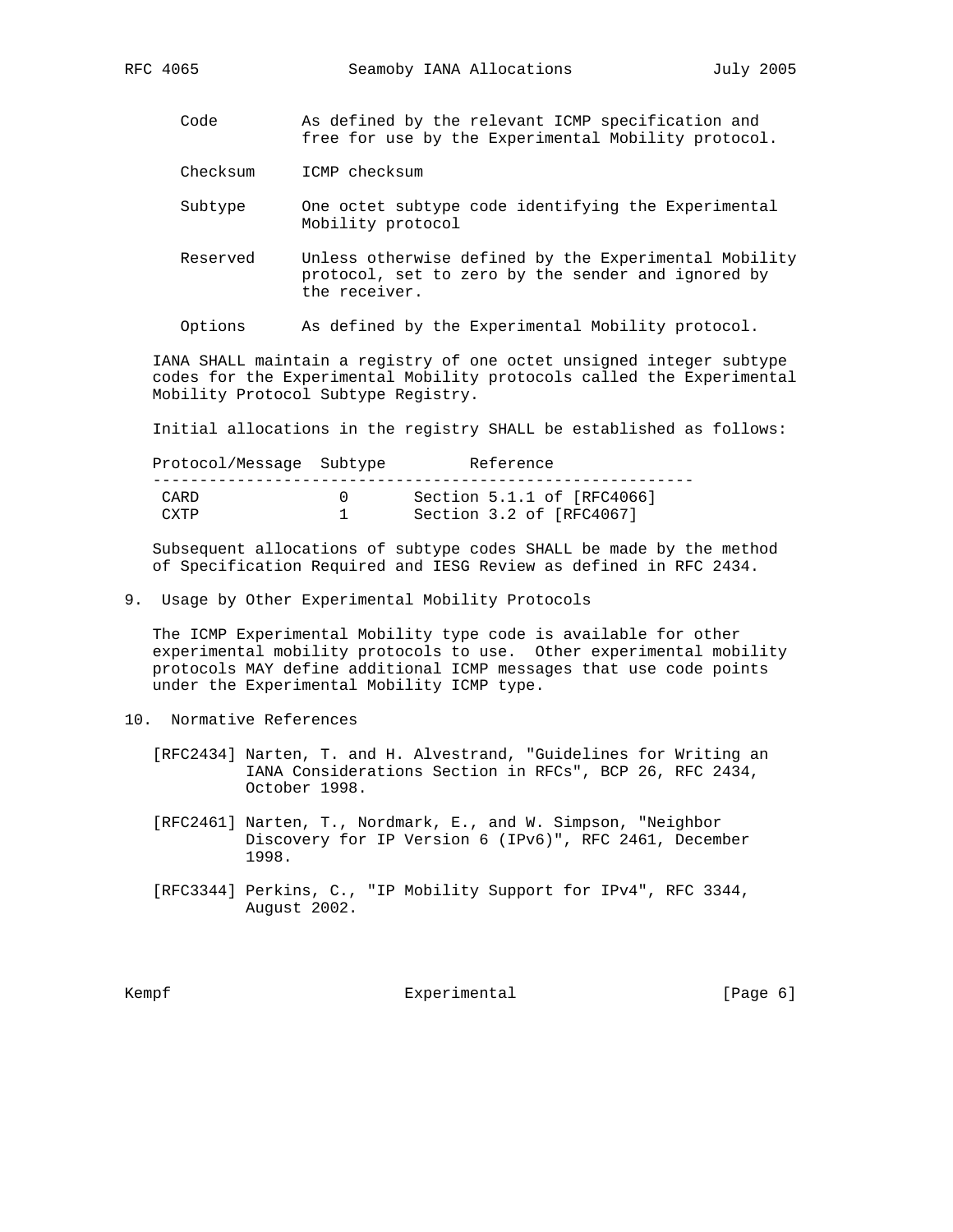Code
: As defined by the relevant ICMP specification and free for use by the Experimental Mobility protocol.

Checksum
: ICMP checksum

Subtype
: One octet subtype code identifying the Experimental Mobility protocol

Reserved
: Unless otherwise defined by the Experimental Mobility protocol, set to zero by the sender and ignored by the receiver.

Options
: As defined by the Experimental Mobility protocol.

IANA SHALL maintain a registry of one octet unsigned integer subtype codes for the Experimental Mobility protocols called the Experimental Mobility Protocol Subtype Registry.

Initial allocations in the registry SHALL be established as follows:

| Protocol/Message | Subtype | Reference |
|---|---|---|
| CARD | 0 | Section 5.1.1 of [RFC4066] |
| CXTP | 1 | Section 3.2 of [RFC4067] |

Subsequent allocations of subtype codes SHALL be made by the method of Specification Required and IESG Review as defined in RFC 2434.

## 9. Usage by Other Experimental Mobility Protocols

The ICMP Experimental Mobility type code is available for other experimental mobility protocols to use. Other experimental mobility protocols MAY define additional ICMP messages that use code points under the Experimental Mobility ICMP type.

## 10. Normative References

[RFC2434] Narten, T. and H. Alvestrand, "Guidelines for Writing an IANA Considerations Section in RFCs", BCP 26, RFC 2434, October 1998.

[RFC2461] Narten, T., Nordmark, E., and W. Simpson, "Neighbor Discovery for IP Version 6 (IPv6)", RFC 2461, December 1998.

[RFC3344] Perkins, C., "IP Mobility Support for IPv4", RFC 3344, August 2002.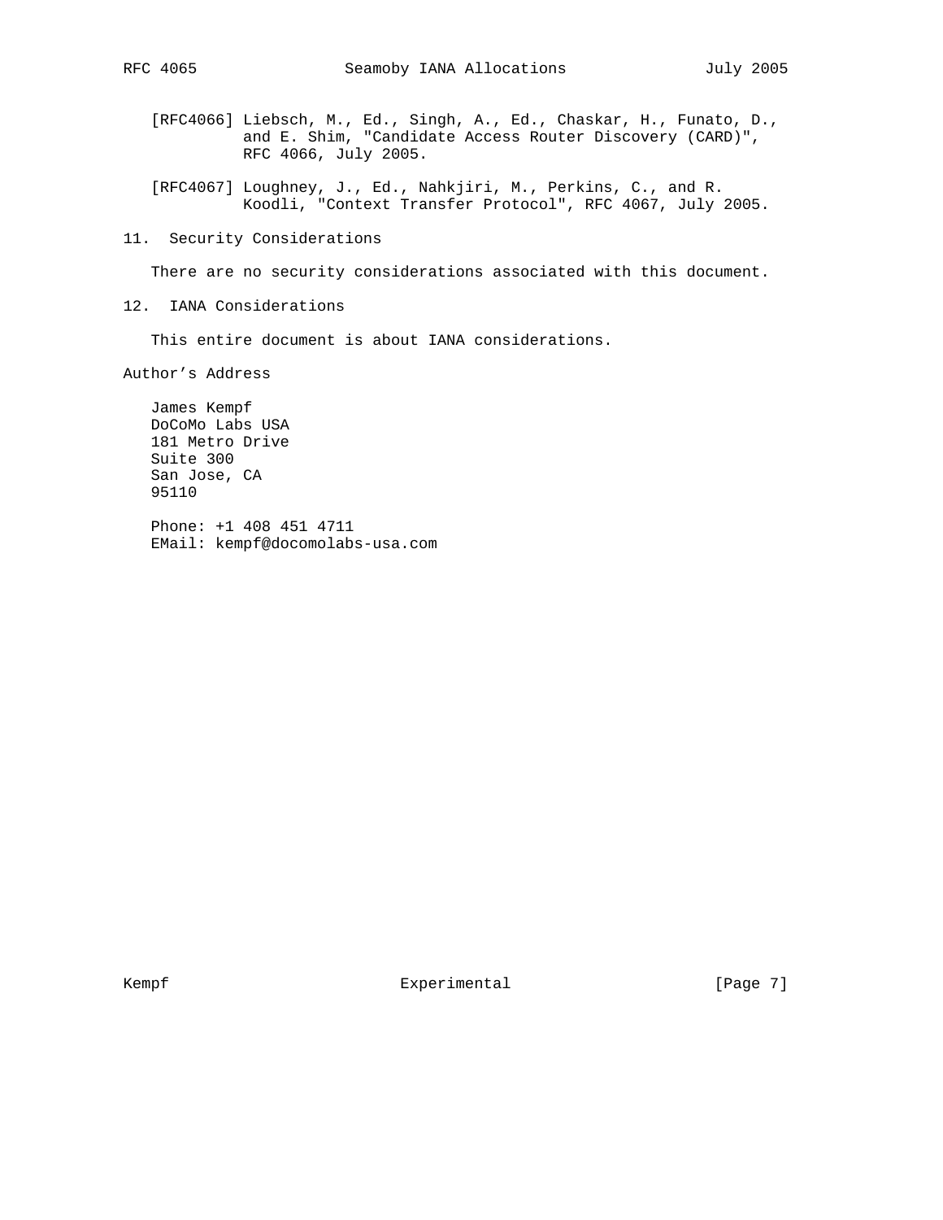[RFC4066] Liebsch, M., Ed., Singh, A., Ed., Chaskar, H., Funato, D., and E. Shim, "Candidate Access Router Discovery (CARD)", RFC 4066, July 2005.

[RFC4067] Loughney, J., Ed., Nahkjiri, M., Perkins, C., and R. Koodli, "Context Transfer Protocol", RFC 4067, July 2005.

## 11. Security Considerations

There are no security considerations associated with this document.

## 12. IANA Considerations

This entire document is about IANA considerations.

## Author's Address

James Kempf
DoCoMo Labs USA
181 Metro Drive
Suite 300
San Jose, CA
95110

Phone: +1 408 451 4711
EMail: kempf@docomolabs-usa.com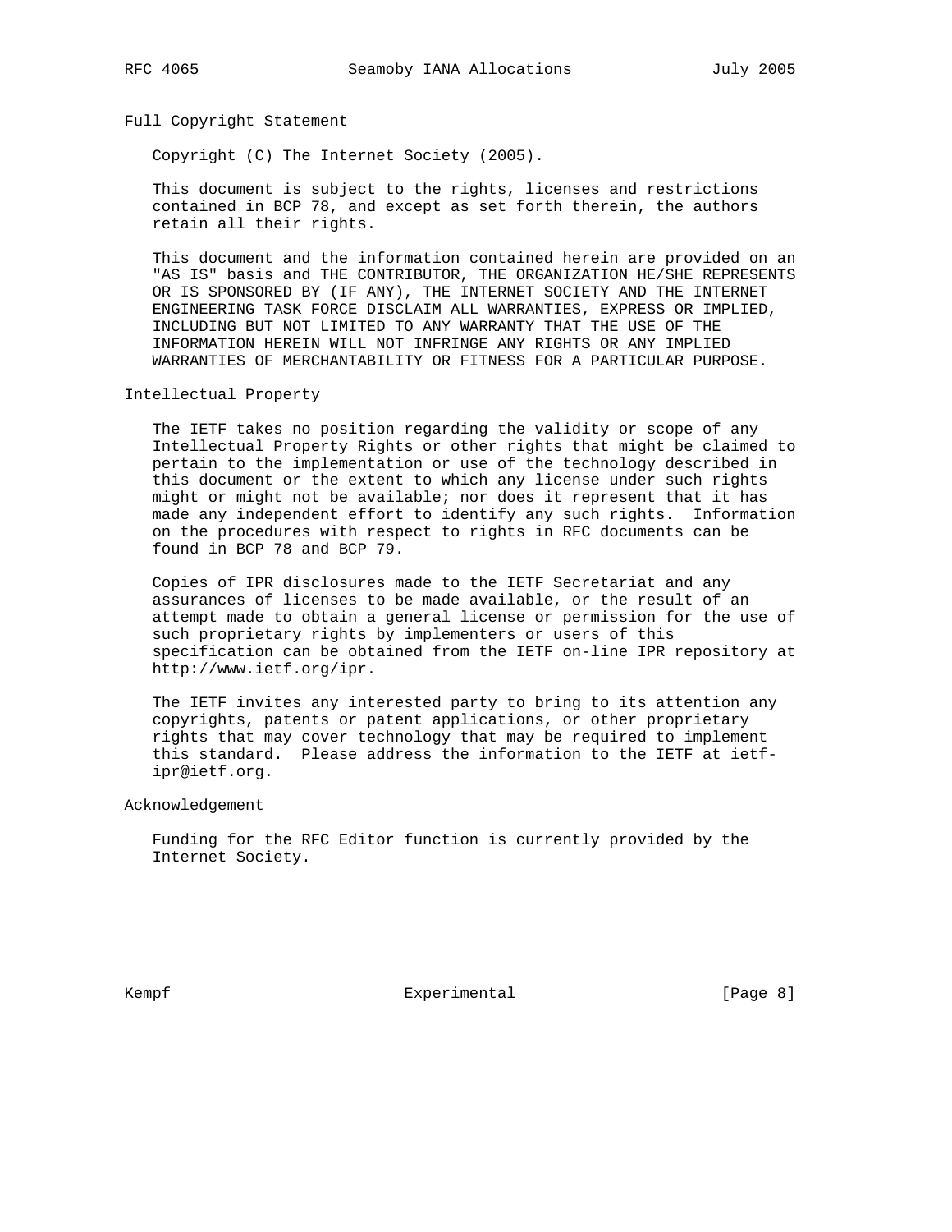## Full Copyright Statement

Copyright (C) The Internet Society (2005).

This document is subject to the rights, licenses and restrictions contained in BCP 78, and except as set forth therein, the authors retain all their rights.

This document and the information contained herein are provided on an "AS IS" basis and THE CONTRIBUTOR, THE ORGANIZATION HE/SHE REPRESENTS OR IS SPONSORED BY (IF ANY), THE INTERNET SOCIETY AND THE INTERNET ENGINEERING TASK FORCE DISCLAIM ALL WARRANTIES, EXPRESS OR IMPLIED, INCLUDING BUT NOT LIMITED TO ANY WARRANTY THAT THE USE OF THE INFORMATION HEREIN WILL NOT INFRINGE ANY RIGHTS OR ANY IMPLIED WARRANTIES OF MERCHANTABILITY OR FITNESS FOR A PARTICULAR PURPOSE.

## Intellectual Property

The IETF takes no position regarding the validity or scope of any Intellectual Property Rights or other rights that might be claimed to pertain to the implementation or use of the technology described in this document or the extent to which any license under such rights might or might not be available; nor does it represent that it has made any independent effort to identify any such rights. Information on the procedures with respect to rights in RFC documents can be found in BCP 78 and BCP 79.

Copies of IPR disclosures made to the IETF Secretariat and any assurances of licenses to be made available, or the result of an attempt made to obtain a general license or permission for the use of such proprietary rights by implementers or users of this specification can be obtained from the IETF on-line IPR repository at http://www.ietf.org/ipr.

The IETF invites any interested party to bring to its attention any copyrights, patents or patent applications, or other proprietary rights that may cover technology that may be required to implement this standard. Please address the information to the IETF at ietf-ipr@ietf.org.

## Acknowledgement

Funding for the RFC Editor function is currently provided by the Internet Society.